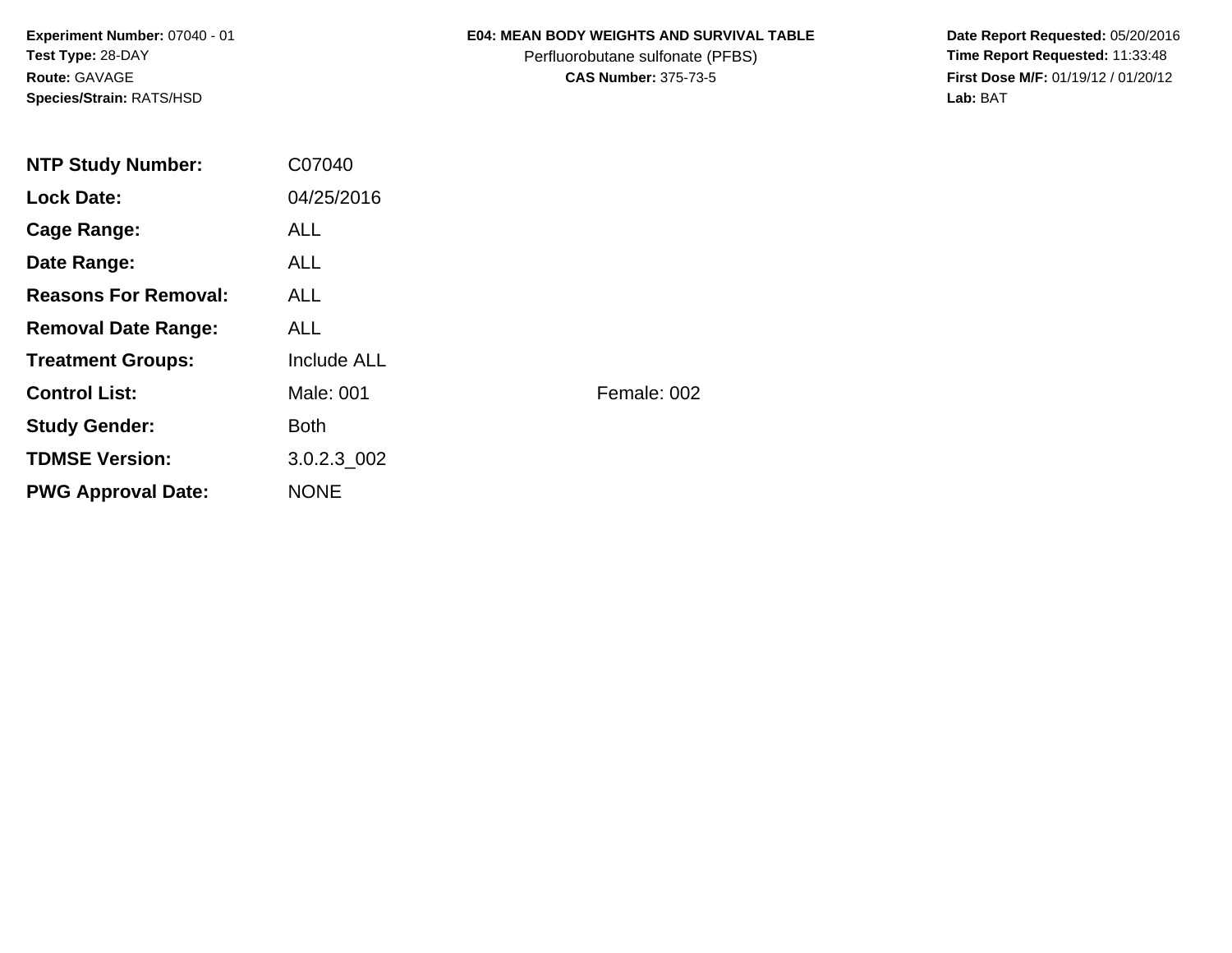**Experiment Number:** 07040 - 01
**Test Type:** 28-DAY
**Route:** GAVAGE
**Species/Strain:** RATS/HSD

**E04: MEAN BODY WEIGHTS AND SURVIVAL TABLE**
Perfluorobutane sulfonate (PFBS)
**CAS Number:** 375-73-5

**Date Report Requested:** 05/20/2016
**Time Report Requested:** 11:33:48
**First Dose M/F:** 01/19/12 / 01/20/12
**Lab:** BAT

| | | |
|---|---|---|
| **NTP Study Number:** | C07040 | |
| **Lock Date:** | 04/25/2016 | |
| **Cage Range:** | ALL | |
| **Date Range:** | ALL | |
| **Reasons For Removal:** | ALL | |
| **Removal Date Range:** | ALL | |
| **Treatment Groups:** | Include ALL | |
| **Control List:** | Male: 001 | Female: 002 |
| **Study Gender:** | Both | |
| **TDMSE Version:** | 3.0.2.3_002 | |
| **PWG Approval Date:** | NONE | |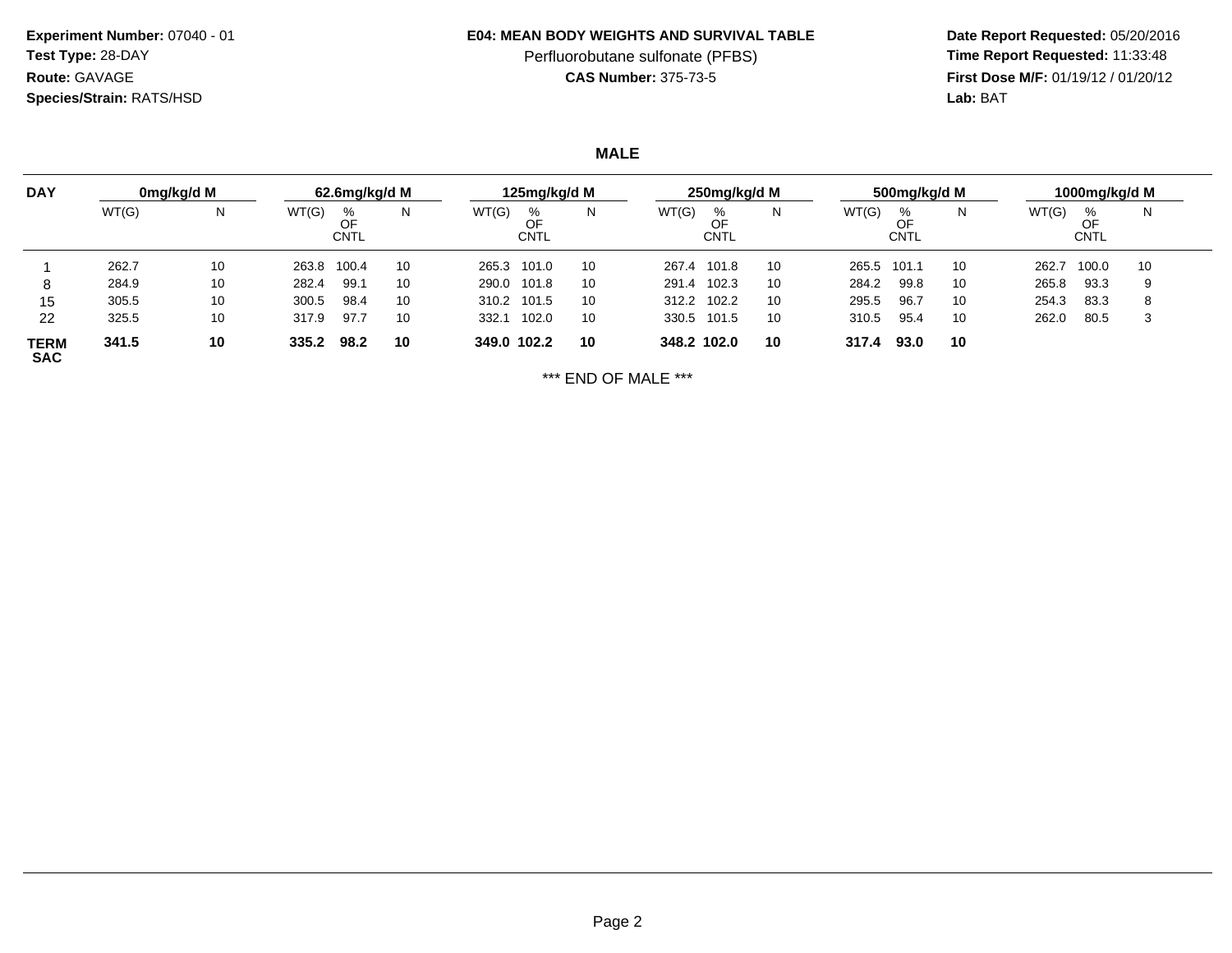**Experiment Number:** 07040 - 01
**Test Type:** 28-DAY
**Route:** GAVAGE
**Species/Strain:** RATS/HSD

**E04: MEAN BODY WEIGHTS AND SURVIVAL TABLE**
Perfluorobutane sulfonate (PFBS)
**CAS Number:** 375-73-5

**Date Report Requested:** 05/20/2016
**Time Report Requested:** 11:33:48
**First Dose M/F:** 01/19/12 / 01/20/12
**Lab:** BAT

**MALE**

| DAY | 0mg/kg/d M | | 62.6mg/kg/d M | | | 125mg/kg/d M | | | 250mg/kg/d M | | | 500mg/kg/d M | | | 1000mg/kg/d M | | |
|---|---|---|---|---|---|---|---|---|---|---|---|---|---|---|---|---|---|
| | WT(G) | N | WT(G) | % OF CNTL | N | WT(G) | % OF CNTL | N | WT(G) | % OF CNTL | N | WT(G) | % OF CNTL | N | WT(G) | % OF CNTL | N |
| 1 | 262.7 | 10 | 263.8 | 100.4 | 10 | 265.3 | 101.0 | 10 | 267.4 | 101.8 | 10 | 265.5 | 101.1 | 10 | 262.7 | 100.0 | 10 |
| 8 | 284.9 | 10 | 282.4 | 99.1 | 10 | 290.0 | 101.8 | 10 | 291.4 | 102.3 | 10 | 284.2 | 99.8 | 10 | 265.8 | 93.3 | 9 |
| 15 | 305.5 | 10 | 300.5 | 98.4 | 10 | 310.2 | 101.5 | 10 | 312.2 | 102.2 | 10 | 295.5 | 96.7 | 10 | 254.3 | 83.3 | 8 |
| 22 | 325.5 | 10 | 317.9 | 97.7 | 10 | 332.1 | 102.0 | 10 | 330.5 | 101.5 | 10 | 310.5 | 95.4 | 10 | 262.0 | 80.5 | 3 |
| **TERM SAC** | **341.5** | **10** | **335.2** | **98.2** | **10** | **349.0** | **102.2** | **10** | **348.2** | **102.0** | **10** | **317.4** | **93.0** | **10** | | | |

*** END OF MALE ***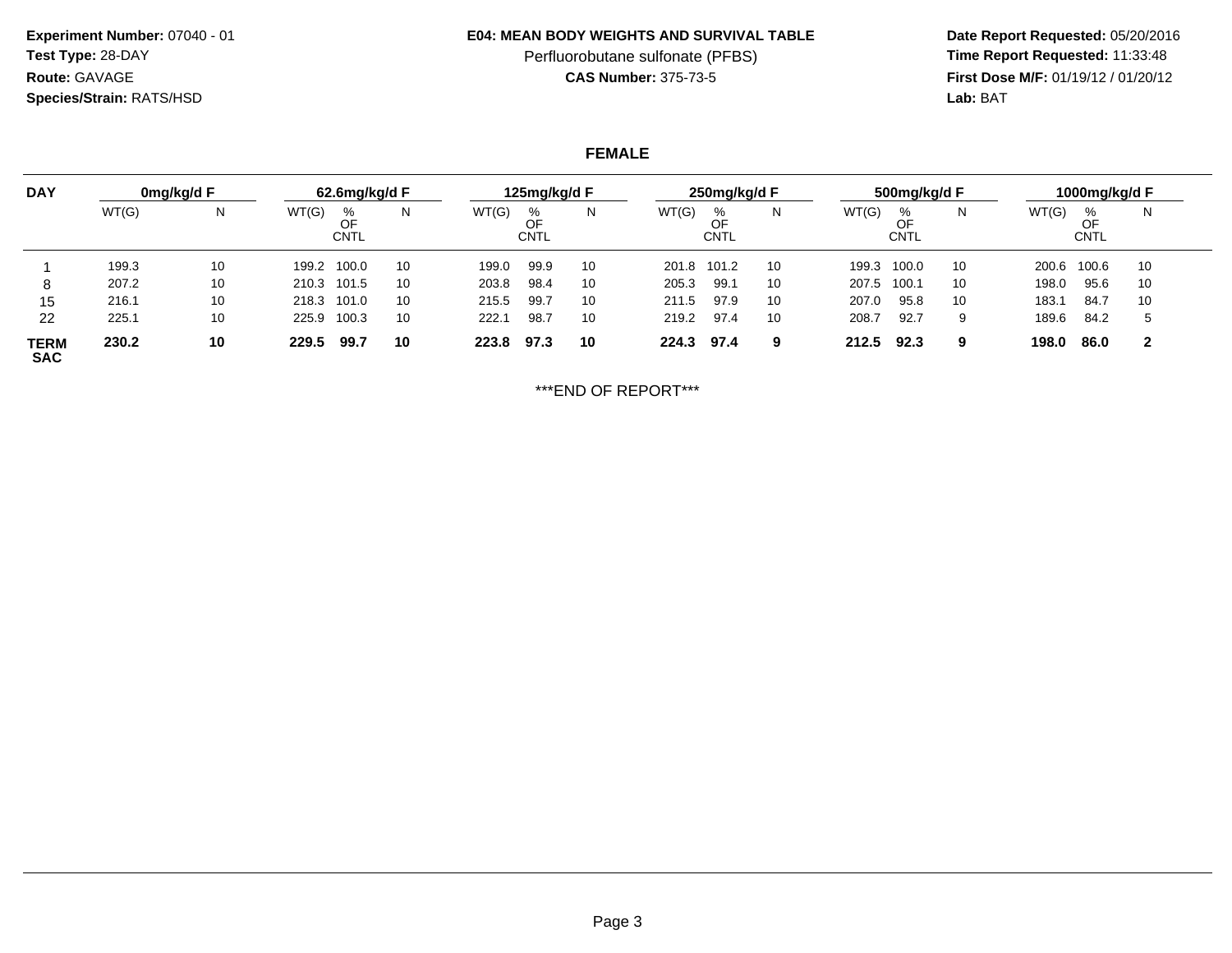**Experiment Number:** 07040 - 01
**Test Type:** 28-DAY
**Route:** GAVAGE
**Species/Strain:** RATS/HSD

**E04: MEAN BODY WEIGHTS AND SURVIVAL TABLE**
Perfluorobutane sulfonate (PFBS)
**CAS Number:** 375-73-5

**Date Report Requested:** 05/20/2016
**Time Report Requested:** 11:33:48
**First Dose M/F:** 01/19/12 / 01/20/12
**Lab:** BAT

## FEMALE

| DAY | 0mg/kg/d F | | 62.6mg/kg/d F | | | 125mg/kg/d F | | | 250mg/kg/d F | | | 500mg/kg/d F | | | 1000mg/kg/d F | | |
|---|---|---|---|---|---|---|---|---|---|---|---|---|---|---|---|---|---|
| | WT(G) | N | WT(G) | % OF CNTL | N | WT(G) | % OF CNTL | N | WT(G) | % OF CNTL | N | WT(G) | % OF CNTL | N | WT(G) | % OF CNTL | N |
| 1 | 199.3 | 10 | 199.2 | 100.0 | 10 | 199.0 | 99.9 | 10 | 201.8 | 101.2 | 10 | 199.3 | 100.0 | 10 | 200.6 | 100.6 | 10 |
| 8 | 207.2 | 10 | 210.3 | 101.5 | 10 | 203.8 | 98.4 | 10 | 205.3 | 99.1 | 10 | 207.5 | 100.1 | 10 | 198.0 | 95.6 | 10 |
| 15 | 216.1 | 10 | 218.3 | 101.0 | 10 | 215.5 | 99.7 | 10 | 211.5 | 97.9 | 10 | 207.0 | 95.8 | 10 | 183.1 | 84.7 | 10 |
| 22 | 225.1 | 10 | 225.9 | 100.3 | 10 | 222.1 | 98.7 | 10 | 219.2 | 97.4 | 10 | 208.7 | 92.7 | 9 | 189.6 | 84.2 | 5 |
| **TERM SAC** | **230.2** | **10** | **229.5** | **99.7** | **10** | **223.8** | **97.3** | **10** | **224.3** | **97.4** | **9** | **212.5** | **92.3** | **9** | **198.0** | **86.0** | **2** |

***END OF REPORT***